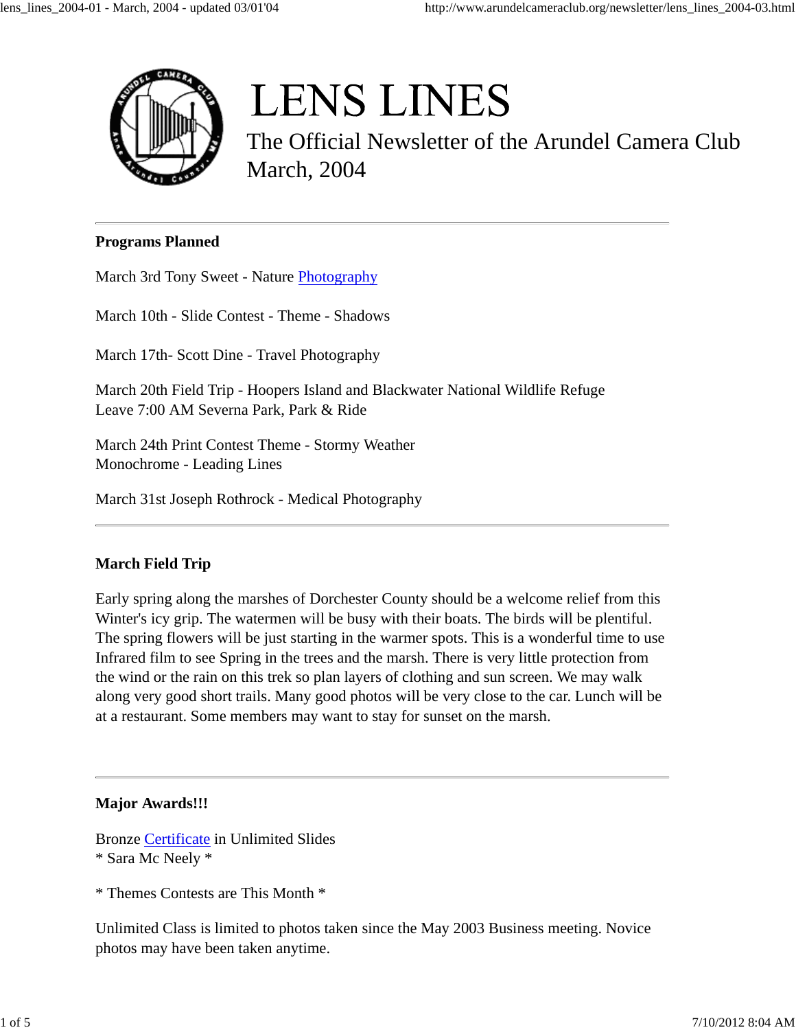# LENS LINES

## The Official Newsletter of the Arundel Camera Club

## March, 2004

---

**Programs Planned**

March 3rd Tony Sweet - Nature Photography

March 10th - Slide Contest - Theme - Shadows

March 17th- Scott Dine - Travel Photography

March 20th Field Trip - Hoopers Island and Blackwater National Wildlife Refuge
Leave 7:00 AM Severna Park, Park & Ride

March 24th Print Contest Theme - Stormy Weather
Monochrome - Leading Lines

March 31st Joseph Rothrock - Medical Photography

---

**March Field Trip**

Early spring along the marshes of Dorchester County should be a welcome relief from this Winter's icy grip. The watermen will be busy with their boats. The birds will be plentiful. The spring flowers will be just starting in the warmer spots. This is a wonderful time to use Infrared film to see Spring in the trees and the marsh. There is very little protection from the wind or the rain on this trek so plan layers of clothing and sun screen. We may walk along very good short trails. Many good photos will be very close to the car. Lunch will be at a restaurant. Some members may want to stay for sunset on the marsh.

---

**Major Awards!!!**

Bronze Certificate in Unlimited Slides
* Sara Mc Neely *

* Themes Contests are This Month *

Unlimited Class is limited to photos taken since the May 2003 Business meeting. Novice photos may have been taken anytime.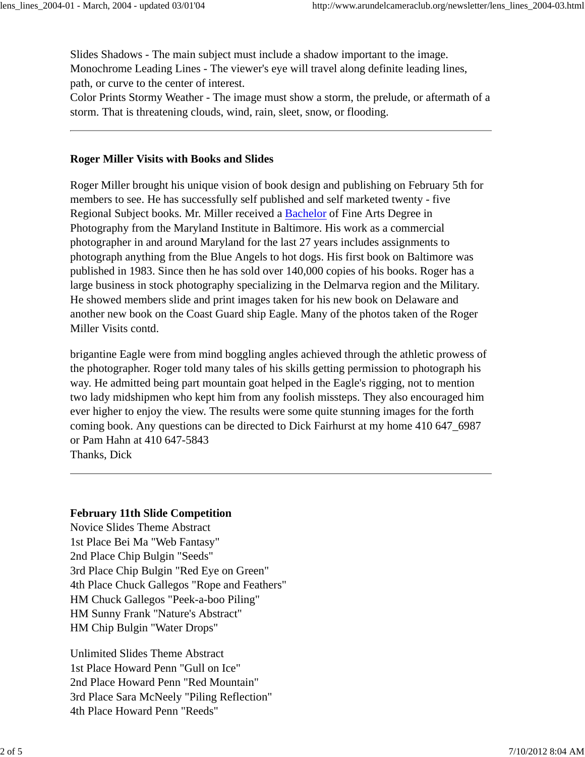Slides Shadows - The main subject must include a shadow important to the image.
Monochrome Leading Lines - The viewer's eye will travel along definite leading lines, path, or curve to the center of interest.
Color Prints Stormy Weather - The image must show a storm, the prelude, or aftermath of a storm. That is threatening clouds, wind, rain, sleet, snow, or flooding.

---

**Roger Miller Visits with Books and Slides**

Roger Miller brought his unique vision of book design and publishing on February 5th for members to see. He has successfully self published and self marketed twenty - five Regional Subject books. Mr. Miller received a Bachelor of Fine Arts Degree in Photography from the Maryland Institute in Baltimore. His work as a commercial photographer in and around Maryland for the last 27 years includes assignments to photograph anything from the Blue Angels to hot dogs. His first book on Baltimore was published in 1983. Since then he has sold over 140,000 copies of his books. Roger has a large business in stock photography specializing in the Delmarva region and the Military. He showed members slide and print images taken for his new book on Delaware and another new book on the Coast Guard ship Eagle. Many of the photos taken of the Roger Miller Visits contd.

brigantine Eagle were from mind boggling angles achieved through the athletic prowess of the photographer. Roger told many tales of his skills getting permission to photograph his way. He admitted being part mountain goat helped in the Eagle's rigging, not to mention two lady midshipmen who kept him from any foolish missteps. They also encouraged him ever higher to enjoy the view. The results were some quite stunning images for the forth coming book. Any questions can be directed to Dick Fairhurst at my home 410 647_6987 or Pam Hahn at 410 647-5843
Thanks, Dick

---

**February 11th Slide Competition**
Novice Slides Theme Abstract
1st Place Bei Ma "Web Fantasy"
2nd Place Chip Bulgin "Seeds"
3rd Place Chip Bulgin "Red Eye on Green"
4th Place Chuck Gallegos "Rope and Feathers"
HM Chuck Gallegos "Peek-a-boo Piling"
HM Sunny Frank "Nature's Abstract"
HM Chip Bulgin "Water Drops"

Unlimited Slides Theme Abstract
1st Place Howard Penn "Gull on Ice"
2nd Place Howard Penn "Red Mountain"
3rd Place Sara McNeely "Piling Reflection"
4th Place Howard Penn "Reeds"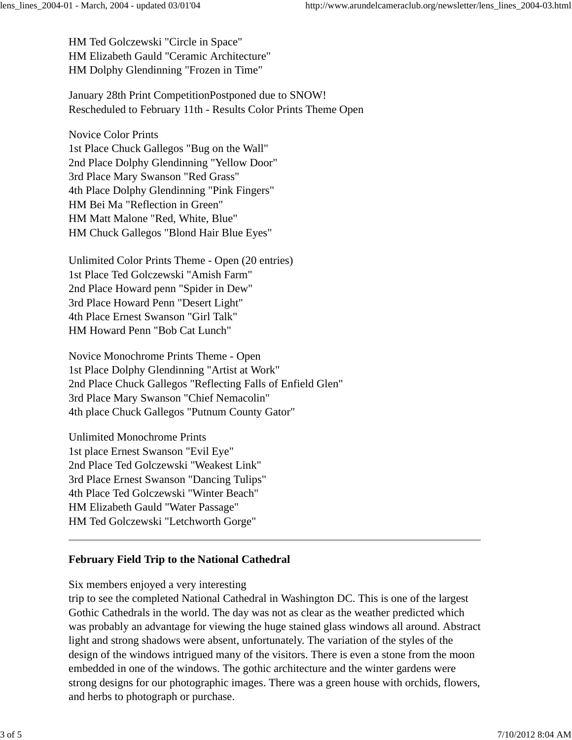HM Ted Golczewski "Circle in Space"
HM Elizabeth Gauld "Ceramic Architecture"
HM Dolphy Glendinning "Frozen in Time"

January 28th Print CompetitionPostponed due to SNOW!
Rescheduled to February 11th - Results Color Prints Theme Open

Novice Color Prints
1st Place Chuck Gallegos "Bug on the Wall"
2nd Place Dolphy Glendinning "Yellow Door"
3rd Place Mary Swanson "Red Grass"
4th Place Dolphy Glendinning "Pink Fingers"
HM Bei Ma "Reflection in Green"
HM Matt Malone "Red, White, Blue"
HM Chuck Gallegos "Blond Hair Blue Eyes"

Unlimited Color Prints Theme - Open (20 entries)
1st Place Ted Golczewski "Amish Farm"
2nd Place Howard penn "Spider in Dew"
3rd Place Howard Penn "Desert Light"
4th Place Ernest Swanson "Girl Talk"
HM Howard Penn "Bob Cat Lunch"

Novice Monochrome Prints Theme - Open
1st Place Dolphy Glendinning "Artist at Work"
2nd Place Chuck Gallegos "Reflecting Falls of Enfield Glen"
3rd Place Mary Swanson "Chief Nemacolin"
4th place Chuck Gallegos "Putnum County Gator"

Unlimited Monochrome Prints
1st place Ernest Swanson "Evil Eye"
2nd Place Ted Golczewski "Weakest Link"
3rd Place Ernest Swanson "Dancing Tulips"
4th Place Ted Golczewski "Winter Beach"
HM Elizabeth Gauld "Water Passage"
HM Ted Golczewski "Letchworth Gorge"

---

**February Field Trip to the National Cathedral**

Six members enjoyed a very interesting
trip to see the completed National Cathedral in Washington DC. This is one of the largest Gothic Cathedrals in the world. The day was not as clear as the weather predicted which was probably an advantage for viewing the huge stained glass windows all around. Abstract light and strong shadows were absent, unfortunately. The variation of the styles of the design of the windows intrigued many of the visitors. There is even a stone from the moon embedded in one of the windows. The gothic architecture and the winter gardens were strong designs for our photographic images. There was a green house with orchids, flowers, and herbs to photograph or purchase.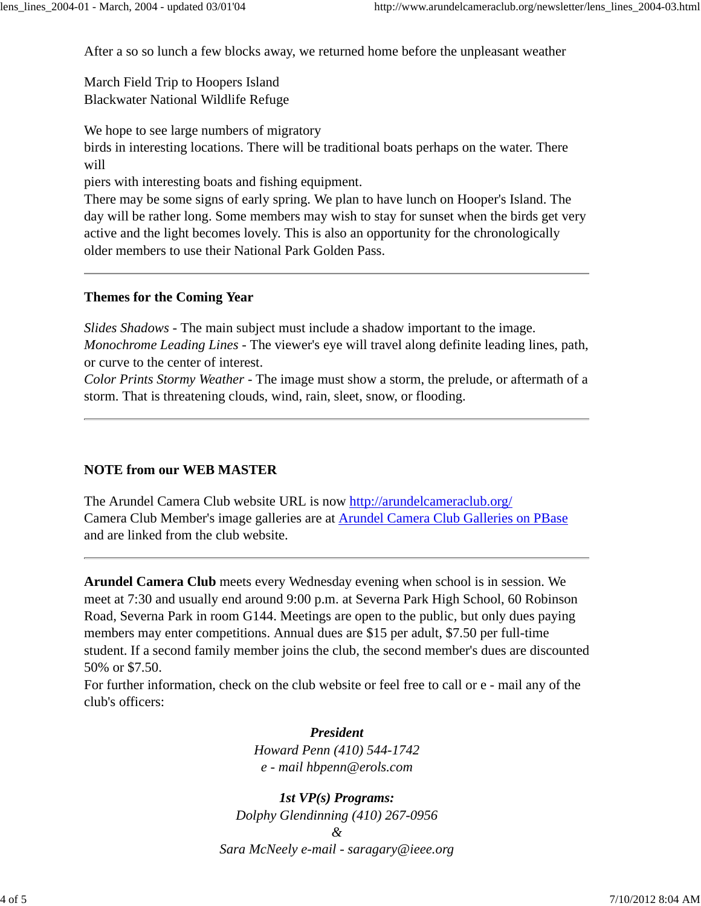After a so so lunch a few blocks away, we returned home before the unpleasant weather

March Field Trip to Hoopers Island
Blackwater National Wildlife Refuge

We hope to see large numbers of migratory
birds in interesting locations. There will be traditional boats perhaps on the water. There will
piers with interesting boats and fishing equipment.
There may be some signs of early spring. We plan to have lunch on Hooper's Island. The day will be rather long. Some members may wish to stay for sunset when the birds get very active and the light becomes lovely. This is also an opportunity for the chronologically older members to use their National Park Golden Pass.

---

**Themes for the Coming Year**

*Slides Shadows* - The main subject must include a shadow important to the image.
*Monochrome Leading Lines* - The viewer's eye will travel along definite leading lines, path, or curve to the center of interest.
*Color Prints Stormy Weather* - The image must show a storm, the prelude, or aftermath of a storm. That is threatening clouds, wind, rain, sleet, snow, or flooding.

---

**NOTE from our WEB MASTER**

The Arundel Camera Club website URL is now [http://arundelcameraclub.org/](http://arundelcameraclub.org/)
Camera Club Member's image galleries are at Arundel Camera Club Galleries on PBase and are linked from the club website.

---

**Arundel Camera Club** meets every Wednesday evening when school is in session. We meet at 7:30 and usually end around 9:00 p.m. at Severna Park High School, 60 Robinson Road, Severna Park in room G144. Meetings are open to the public, but only dues paying members may enter competitions. Annual dues are $15 per adult, $7.50 per full-time student. If a second family member joins the club, the second member's dues are discounted 50% or $7.50.
For further information, check on the club website or feel free to call or e - mail any of the club's officers:

***President***
*Howard Penn (410) 544-1742*
*e - mail hbpenn@erols.com*

***1st VP(s) Programs:***
*Dolphy Glendinning (410) 267-0956*
*&*
*Sara McNeely e-mail - saragary@ieee.org*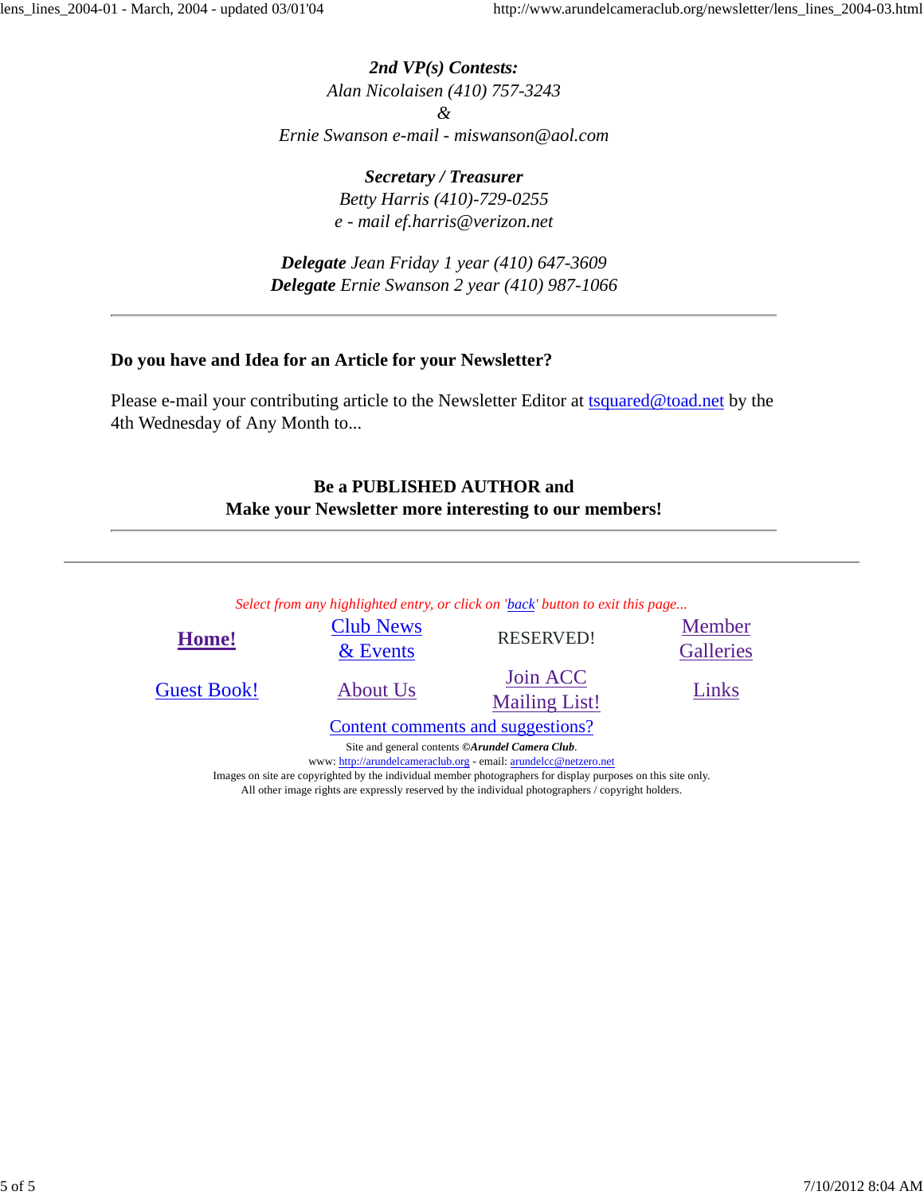***2nd VP(s) Contests:***
*Alan Nicolaisen (410) 757-3243*
*&*
*Ernie Swanson e-mail - miswanson@aol.com*

***Secretary / Treasurer***
*Betty Harris (410)-729-0255*
*e - mail ef.harris@verizon.net*

***Delegate** Jean Friday 1 year (410) 647-3609*
***Delegate** Ernie Swanson 2 year (410) 987-1066*

---

**Do you have and Idea for an Article for your Newsletter?**

Please e-mail your contributing article to the Newsletter Editor at tsquared@toad.net by the 4th Wednesday of Any Month to...

**Be a PUBLISHED AUTHOR and**
**Make your Newsletter more interesting to our members!**

---

*Select from any highlighted entry, or click on 'back' button to exit this page...*

| | | | |
|---|---|---|---|
| **Home!** | Club News & Events | RESERVED! | Member Galleries |
| Guest Book! | About Us | Join ACC Mailing List! | Links |

Content comments and suggestions?

Site and general contents ©***Arundel Camera Club***.
www: http://arundelcameraclub.org - email: arundelcc@netzero.net
Images on site are copyrighted by the individual member photographers for display purposes on this site only.
All other image rights are expressly reserved by the individual photographers / copyright holders.